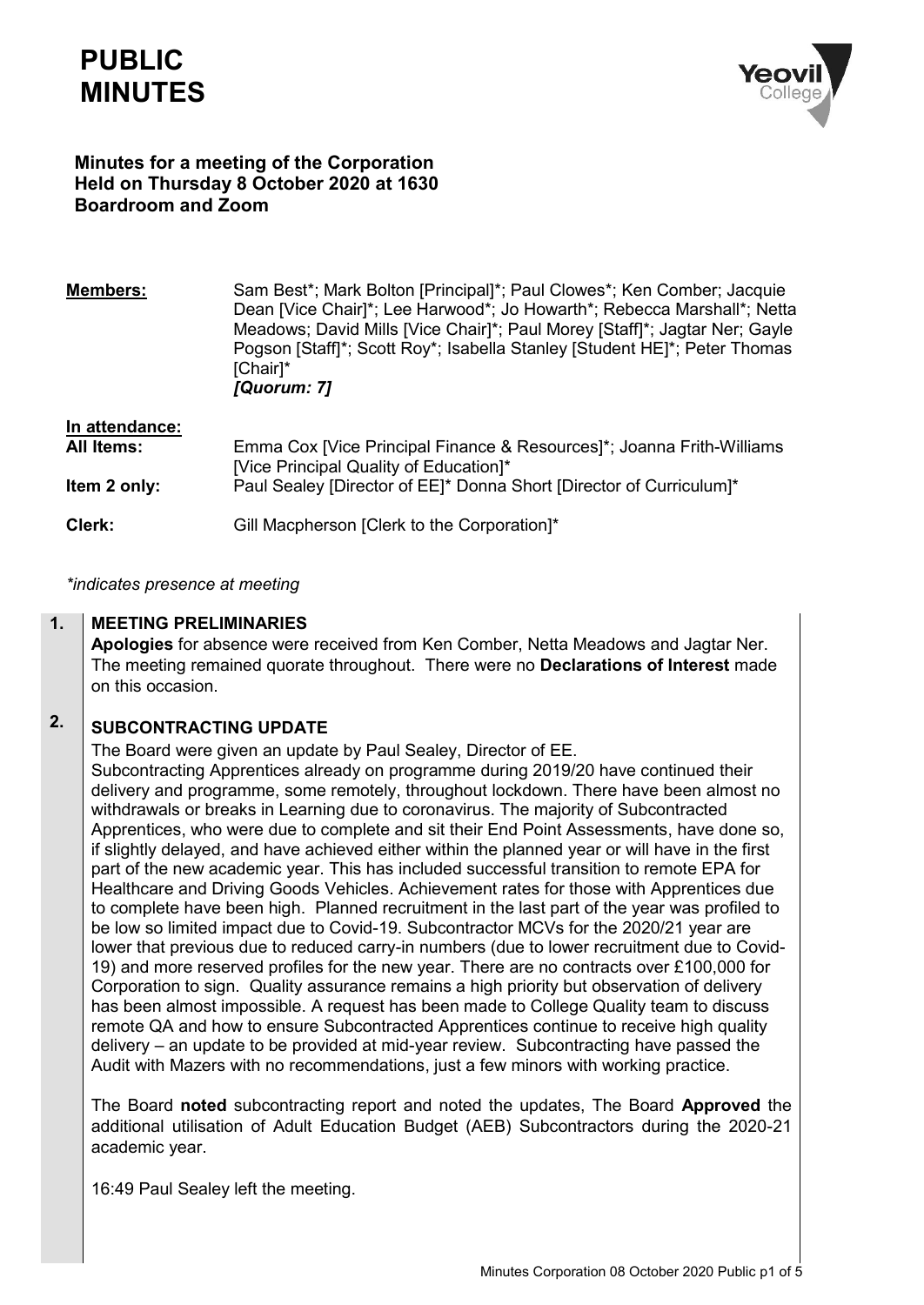# PUBLIC MINUTES

**Minutes for a meeting of the Corporation**
**Held on Thursday 8 October 2020 at 1630**
**Boardroom and Zoom**

| | |
|---|---|
| **Members:** | Sam Best*; Mark Bolton [Principal]*; Paul Clowes*; Ken Comber; Jacquie Dean [Vice Chair]*; Lee Harwood*; Jo Howarth*; Rebecca Marshall*; Netta Meadows; David Mills [Vice Chair]*; Paul Morey [Staff]*; Jagtar Ner; Gayle Pogson [Staff]*; Scott Roy*; Isabella Stanley [Student HE]*; Peter Thomas [Chair]* ***[Quorum: 7]*** |
| **In attendance:** | |
| **All Items:** | Emma Cox [Vice Principal Finance & Resources]*; Joanna Frith-Williams [Vice Principal Quality of Education]* |
| **Item 2 only:** | Paul Sealey [Director of EE]* Donna Short [Director of Curriculum]* |
| **Clerk:** | Gill Macpherson [Clerk to the Corporation]* |

*\*indicates presence at meeting*

**1. MEETING PRELIMINARIES**

**Apologies** for absence were received from Ken Comber, Netta Meadows and Jagtar Ner. The meeting remained quorate throughout. There were no **Declarations of Interest** made on this occasion.

**2. SUBCONTRACTING UPDATE**

The Board were given an update by Paul Sealey, Director of EE.

Subcontracting Apprentices already on programme during 2019/20 have continued their delivery and programme, some remotely, throughout lockdown. There have been almost no withdrawals or breaks in Learning due to coronavirus. The majority of Subcontracted Apprentices, who were due to complete and sit their End Point Assessments, have done so, if slightly delayed, and have achieved either within the planned year or will have in the first part of the new academic year. This has included successful transition to remote EPA for Healthcare and Driving Goods Vehicles. Achievement rates for those with Apprentices due to complete have been high. Planned recruitment in the last part of the year was profiled to be low so limited impact due to Covid-19. Subcontractor MCVs for the 2020/21 year are lower that previous due to reduced carry-in numbers (due to lower recruitment due to Covid-19) and more reserved profiles for the new year. There are no contracts over £100,000 for Corporation to sign. Quality assurance remains a high priority but observation of delivery has been almost impossible. A request has been made to College Quality team to discuss remote QA and how to ensure Subcontracted Apprentices continue to receive high quality delivery – an update to be provided at mid-year review. Subcontracting have passed the Audit with Mazers with no recommendations, just a few minors with working practice.

The Board **noted** subcontracting report and noted the updates, The Board **Approved** the additional utilisation of Adult Education Budget (AEB) Subcontractors during the 2020-21 academic year.

16:49 Paul Sealey left the meeting.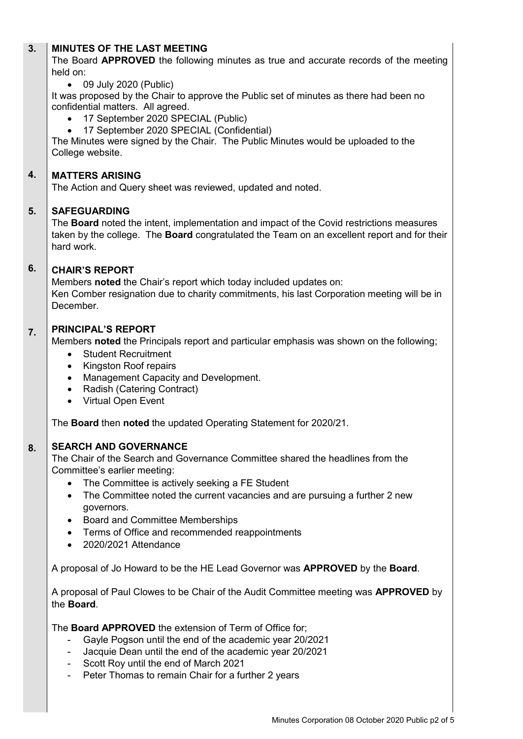## 3. MINUTES OF THE LAST MEETING

The Board **APPROVED** the following minutes as true and accurate records of the meeting held on:

- 09 July 2020 (Public)

It was proposed by the Chair to approve the Public set of minutes as there had been no confidential matters. All agreed.

- 17 September 2020 SPECIAL (Public)
- 17 September 2020 SPECIAL (Confidential)

The Minutes were signed by the Chair. The Public Minutes would be uploaded to the College website.

## 4. MATTERS ARISING

The Action and Query sheet was reviewed, updated and noted.

## 5. SAFEGUARDING

The **Board** noted the intent, implementation and impact of the Covid restrictions measures taken by the college. The **Board** congratulated the Team on an excellent report and for their hard work.

## 6. CHAIR'S REPORT

Members **noted** the Chair's report which today included updates on:
Ken Comber resignation due to charity commitments, his last Corporation meeting will be in December.

## 7. PRINCIPAL'S REPORT

Members **noted** the Principals report and particular emphasis was shown on the following;

- Student Recruitment
- Kingston Roof repairs
- Management Capacity and Development.
- Radish (Catering Contract)
- Virtual Open Event

The **Board** then **noted** the updated Operating Statement for 2020/21.

## 8. SEARCH AND GOVERNANCE

The Chair of the Search and Governance Committee shared the headlines from the Committee's earlier meeting:

- The Committee is actively seeking a FE Student
- The Committee noted the current vacancies and are pursuing a further 2 new governors.
- Board and Committee Memberships
- Terms of Office and recommended reappointments
- 2020/2021 Attendance

A proposal of Jo Howard to be the HE Lead Governor was **APPROVED** by the **Board**.

A proposal of Paul Clowes to be Chair of the Audit Committee meeting was **APPROVED** by the **Board**.

The **Board APPROVED** the extension of Term of Office for;

- Gayle Pogson until the end of the academic year 20/2021
- Jacquie Dean until the end of the academic year 20/2021
- Scott Roy until the end of March 2021
- Peter Thomas to remain Chair for a further 2 years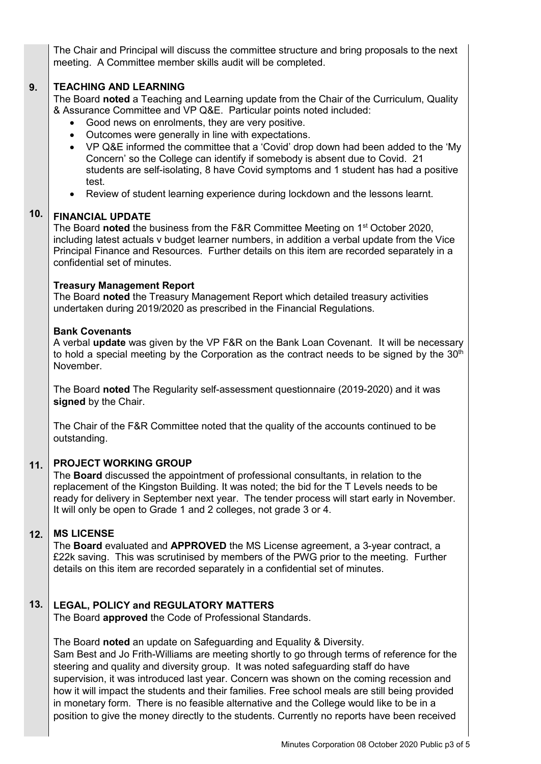The Chair and Principal will discuss the committee structure and bring proposals to the next meeting. A Committee member skills audit will be completed.

## 9. TEACHING AND LEARNING

The Board **noted** a Teaching and Learning update from the Chair of the Curriculum, Quality & Assurance Committee and VP Q&E. Particular points noted included:

- Good news on enrolments, they are very positive.
- Outcomes were generally in line with expectations.
- VP Q&E informed the committee that a 'Covid' drop down had been added to the 'My Concern' so the College can identify if somebody is absent due to Covid. 21 students are self-isolating, 8 have Covid symptoms and 1 student has had a positive test.
- Review of student learning experience during lockdown and the lessons learnt.

## 10. FINANCIAL UPDATE

The Board **noted** the business from the F&R Committee Meeting on 1st October 2020, including latest actuals v budget learner numbers, in addition a verbal update from the Vice Principal Finance and Resources. Further details on this item are recorded separately in a confidential set of minutes.

### Treasury Management Report

The Board **noted** the Treasury Management Report which detailed treasury activities undertaken during 2019/2020 as prescribed in the Financial Regulations.

### Bank Covenants

A verbal **update** was given by the VP F&R on the Bank Loan Covenant. It will be necessary to hold a special meeting by the Corporation as the contract needs to be signed by the 30th November.

The Board **noted** The Regularity self-assessment questionnaire (2019-2020) and it was **signed** by the Chair.

The Chair of the F&R Committee noted that the quality of the accounts continued to be outstanding.

## 11. PROJECT WORKING GROUP

The **Board** discussed the appointment of professional consultants, in relation to the replacement of the Kingston Building. It was noted; the bid for the T Levels needs to be ready for delivery in September next year. The tender process will start early in November. It will only be open to Grade 1 and 2 colleges, not grade 3 or 4.

## 12. MS LICENSE

The **Board** evaluated and **APPROVED** the MS License agreement, a 3-year contract, a £22k saving. This was scrutinised by members of the PWG prior to the meeting. Further details on this item are recorded separately in a confidential set of minutes.

## 13. LEGAL, POLICY and REGULATORY MATTERS

The Board **approved** the Code of Professional Standards.

The Board **noted** an update on Safeguarding and Equality & Diversity.
Sam Best and Jo Frith-Williams are meeting shortly to go through terms of reference for the steering and quality and diversity group. It was noted safeguarding staff do have supervision, it was introduced last year. Concern was shown on the coming recession and how it will impact the students and their families. Free school meals are still being provided in monetary form. There is no feasible alternative and the College would like to be in a position to give the money directly to the students. Currently no reports have been received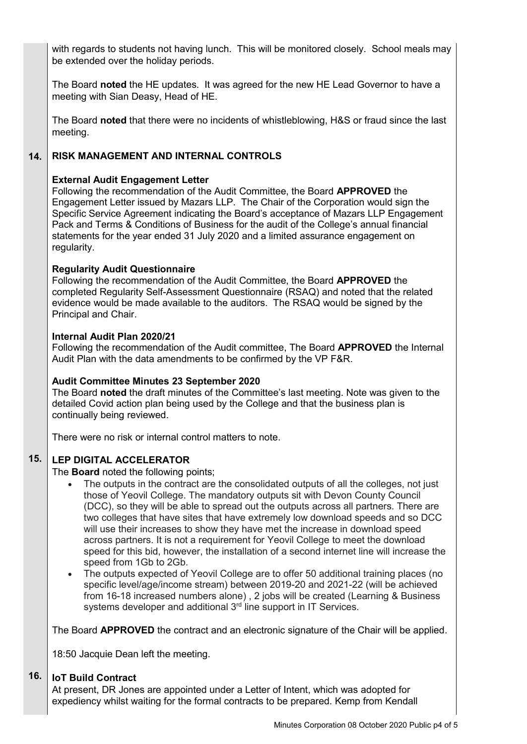with regards to students not having lunch. This will be monitored closely. School meals may be extended over the holiday periods.

The Board **noted** the HE updates. It was agreed for the new HE Lead Governor to have a meeting with Sian Deasy, Head of HE.

The Board **noted** that there were no incidents of whistleblowing, H&S or fraud since the last meeting.

## 14. RISK MANAGEMENT AND INTERNAL CONTROLS

**External Audit Engagement Letter**
Following the recommendation of the Audit Committee, the Board **APPROVED** the Engagement Letter issued by Mazars LLP. The Chair of the Corporation would sign the Specific Service Agreement indicating the Board's acceptance of Mazars LLP Engagement Pack and Terms & Conditions of Business for the audit of the College's annual financial statements for the year ended 31 July 2020 and a limited assurance engagement on regularity.

**Regularity Audit Questionnaire**
Following the recommendation of the Audit Committee, the Board **APPROVED** the completed Regularity Self-Assessment Questionnaire (RSAQ) and noted that the related evidence would be made available to the auditors. The RSAQ would be signed by the Principal and Chair.

**Internal Audit Plan 2020/21**
Following the recommendation of the Audit committee, The Board **APPROVED** the Internal Audit Plan with the data amendments to be confirmed by the VP F&R.

**Audit Committee Minutes 23 September 2020**
The Board **noted** the draft minutes of the Committee's last meeting. Note was given to the detailed Covid action plan being used by the College and that the business plan is continually being reviewed.

There were no risk or internal control matters to note.

## 15. LEP DIGITAL ACCELERATOR

The **Board** noted the following points;

- The outputs in the contract are the consolidated outputs of all the colleges, not just those of Yeovil College. The mandatory outputs sit with Devon County Council (DCC), so they will be able to spread out the outputs across all partners. There are two colleges that have sites that have extremely low download speeds and so DCC will use their increases to show they have met the increase in download speed across partners. It is not a requirement for Yeovil College to meet the download speed for this bid, however, the installation of a second internet line will increase the speed from 1Gb to 2Gb.
- The outputs expected of Yeovil College are to offer 50 additional training places (no specific level/age/income stream) between 2019-20 and 2021-22 (will be achieved from 16-18 increased numbers alone) , 2 jobs will be created (Learning & Business systems developer and additional 3rd line support in IT Services.

The Board **APPROVED** the contract and an electronic signature of the Chair will be applied.

18:50 Jacquie Dean left the meeting.

## 16. IoT Build Contract

At present, DR Jones are appointed under a Letter of Intent, which was adopted for expediency whilst waiting for the formal contracts to be prepared. Kemp from Kendall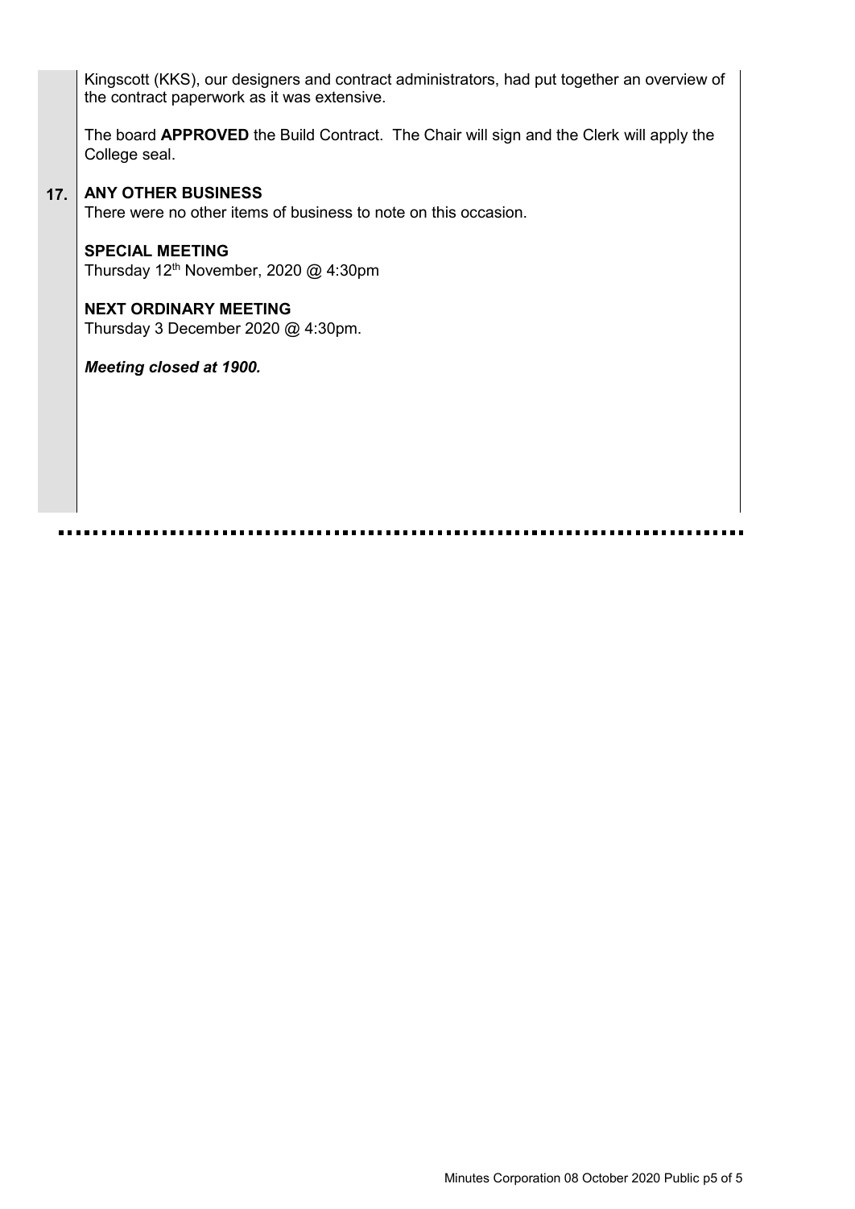Kingscott (KKS), our designers and contract administrators, had put together an overview of the contract paperwork as it was extensive.

The board **APPROVED** the Build Contract. The Chair will sign and the Clerk will apply the College seal.

**17. ANY OTHER BUSINESS**

There were no other items of business to note on this occasion.

**SPECIAL MEETING**

Thursday 12th November, 2020 @ 4:30pm

**NEXT ORDINARY MEETING**

Thursday 3 December 2020 @ 4:30pm.

***Meeting closed at 1900.***